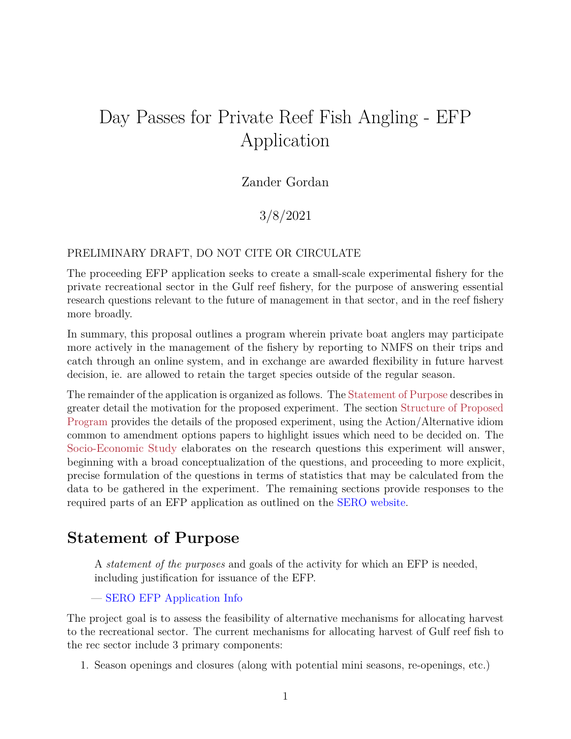# Day Passes for Private Reef Fish Angling - EFP Application

Zander Gordan

3/8/2021

PRELIMINARY DRAFT, DO NOT CITE OR CIRCULATE

The proceeding EFP application seeks to create a small-scale experimental fishery for the private recreational sector in the Gulf reef fishery, for the purpose of answering essential research questions relevant to the future of management in that sector, and in the reef fishery more broadly.

In summary, this proposal outlines a program wherein private boat anglers may participate more actively in the management of the fishery by reporting to NMFS on their trips and catch through an online system, and in exchange are awarded flexibility in future harvest decision, ie. are allowed to retain the target species outside of the regular season.

The remainder of the application is organized as follows. The Statement of Purpose describes in greater detail the motivation for the proposed experiment. The section Structure of Proposed Program provides the details of the proposed experiment, using the Action/Alternative idiom common to amendment options papers to highlight issues which need to be decided on. The Socio-Economic Study elaborates on the research questions this experiment will answer, beginning with a broad conceptualization of the questions, and proceeding to more explicit, precise formulation of the questions in terms of statistics that may be calculated from the data to be gathered in the experiment. The remaining sections provide responses to the required parts of an EFP application as outlined on the SERO website.

## Statement of Purpose

> A *statement of the purposes* and goals of the activity for which an EFP is needed, including justification for issuance of the EFP.
>
> — SERO EFP Application Info

The project goal is to assess the feasibility of alternative mechanisms for allocating harvest to the recreational sector. The current mechanisms for allocating harvest of Gulf reef fish to the rec sector include 3 primary components:

1. Season openings and closures (along with potential mini seasons, re-openings, etc.)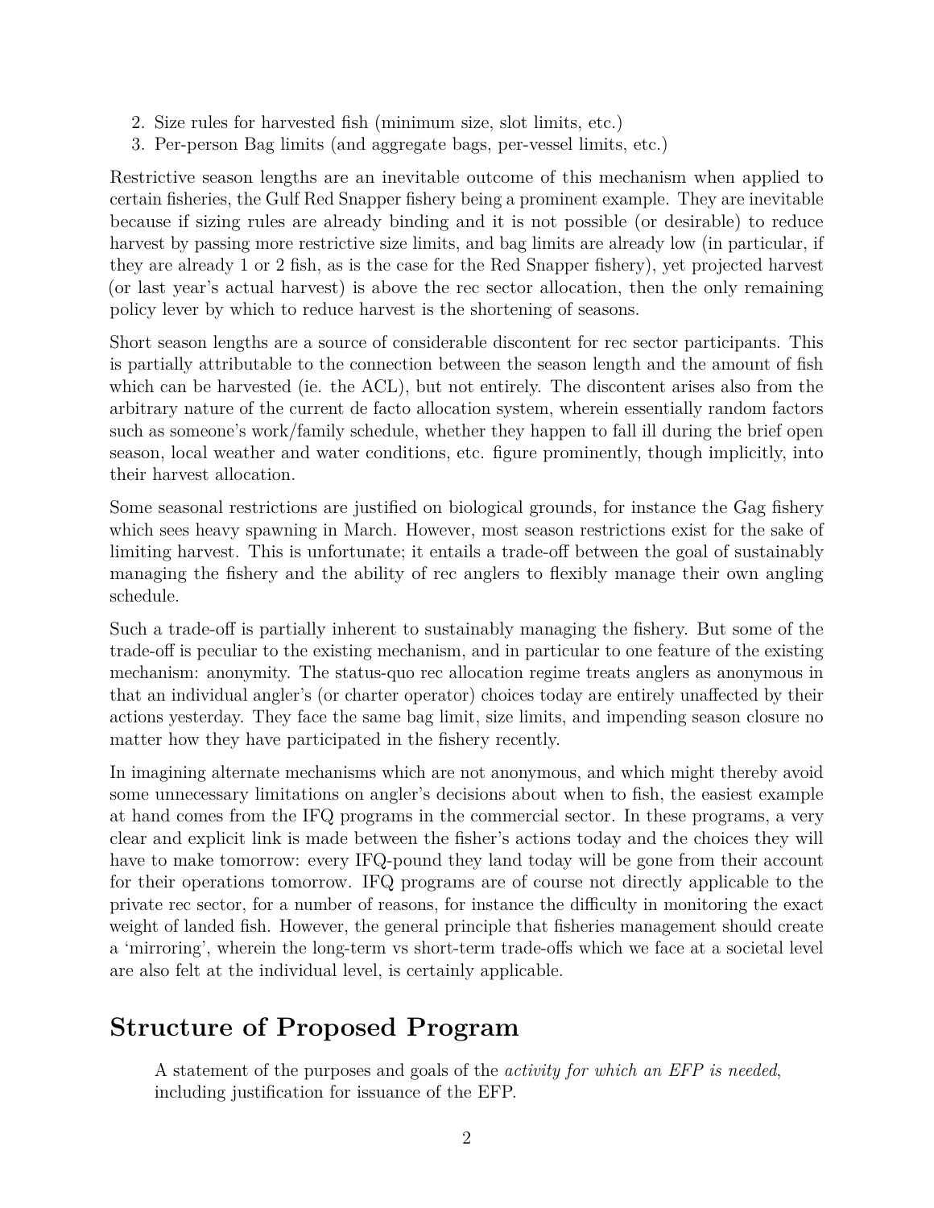2. Size rules for harvested fish (minimum size, slot limits, etc.)
3. Per-person Bag limits (and aggregate bags, per-vessel limits, etc.)

Restrictive season lengths are an inevitable outcome of this mechanism when applied to certain fisheries, the Gulf Red Snapper fishery being a prominent example. They are inevitable because if sizing rules are already binding and it is not possible (or desirable) to reduce harvest by passing more restrictive size limits, and bag limits are already low (in particular, if they are already 1 or 2 fish, as is the case for the Red Snapper fishery), yet projected harvest (or last year's actual harvest) is above the rec sector allocation, then the only remaining policy lever by which to reduce harvest is the shortening of seasons.

Short season lengths are a source of considerable discontent for rec sector participants. This is partially attributable to the connection between the season length and the amount of fish which can be harvested (ie. the ACL), but not entirely. The discontent arises also from the arbitrary nature of the current de facto allocation system, wherein essentially random factors such as someone's work/family schedule, whether they happen to fall ill during the brief open season, local weather and water conditions, etc. figure prominently, though implicitly, into their harvest allocation.

Some seasonal restrictions are justified on biological grounds, for instance the Gag fishery which sees heavy spawning in March. However, most season restrictions exist for the sake of limiting harvest. This is unfortunate; it entails a trade-off between the goal of sustainably managing the fishery and the ability of rec anglers to flexibly manage their own angling schedule.

Such a trade-off is partially inherent to sustainably managing the fishery. But some of the trade-off is peculiar to the existing mechanism, and in particular to one feature of the existing mechanism: anonymity. The status-quo rec allocation regime treats anglers as anonymous in that an individual angler's (or charter operator) choices today are entirely unaffected by their actions yesterday. They face the same bag limit, size limits, and impending season closure no matter how they have participated in the fishery recently.

In imagining alternate mechanisms which are not anonymous, and which might thereby avoid some unnecessary limitations on angler's decisions about when to fish, the easiest example at hand comes from the IFQ programs in the commercial sector. In these programs, a very clear and explicit link is made between the fisher's actions today and the choices they will have to make tomorrow: every IFQ-pound they land today will be gone from their account for their operations tomorrow. IFQ programs are of course not directly applicable to the private rec sector, for a number of reasons, for instance the difficulty in monitoring the exact weight of landed fish. However, the general principle that fisheries management should create a 'mirroring', wherein the long-term vs short-term trade-offs which we face at a societal level are also felt at the individual level, is certainly applicable.

## Structure of Proposed Program

> A statement of the purposes and goals of the *activity for which an EFP is needed*, including justification for issuance of the EFP.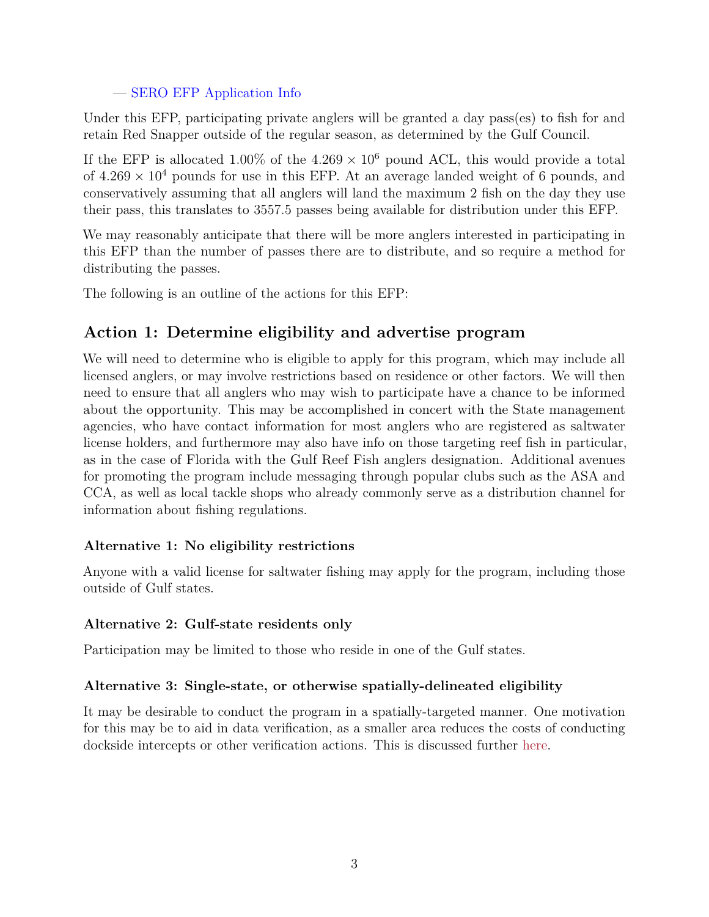— SERO EFP Application Info

Under this EFP, participating private anglers will be granted a day pass(es) to fish for and retain Red Snapper outside of the regular season, as determined by the Gulf Council.

If the EFP is allocated 1.00% of the $4.269 \times 10^6$ pound ACL, this would provide a total of $4.269 \times 10^4$ pounds for use in this EFP. At an average landed weight of 6 pounds, and conservatively assuming that all anglers will land the maximum 2 fish on the day they use their pass, this translates to 3557.5 passes being available for distribution under this EFP.

We may reasonably anticipate that there will be more anglers interested in participating in this EFP than the number of passes there are to distribute, and so require a method for distributing the passes.

The following is an outline of the actions for this EFP:

## Action 1: Determine eligibility and advertise program

We will need to determine who is eligible to apply for this program, which may include all licensed anglers, or may involve restrictions based on residence or other factors. We will then need to ensure that all anglers who may wish to participate have a chance to be informed about the opportunity. This may be accomplished in concert with the State management agencies, who have contact information for most anglers who are registered as saltwater license holders, and furthermore may also have info on those targeting reef fish in particular, as in the case of Florida with the Gulf Reef Fish anglers designation. Additional avenues for promoting the program include messaging through popular clubs such as the ASA and CCA, as well as local tackle shops who already commonly serve as a distribution channel for information about fishing regulations.

### Alternative 1: No eligibility restrictions

Anyone with a valid license for saltwater fishing may apply for the program, including those outside of Gulf states.

### Alternative 2: Gulf-state residents only

Participation may be limited to those who reside in one of the Gulf states.

### Alternative 3: Single-state, or otherwise spatially-delineated eligibility

It may be desirable to conduct the program in a spatially-targeted manner. One motivation for this may be to aid in data verification, as a smaller area reduces the costs of conducting dockside intercepts or other verification actions. This is discussed further here.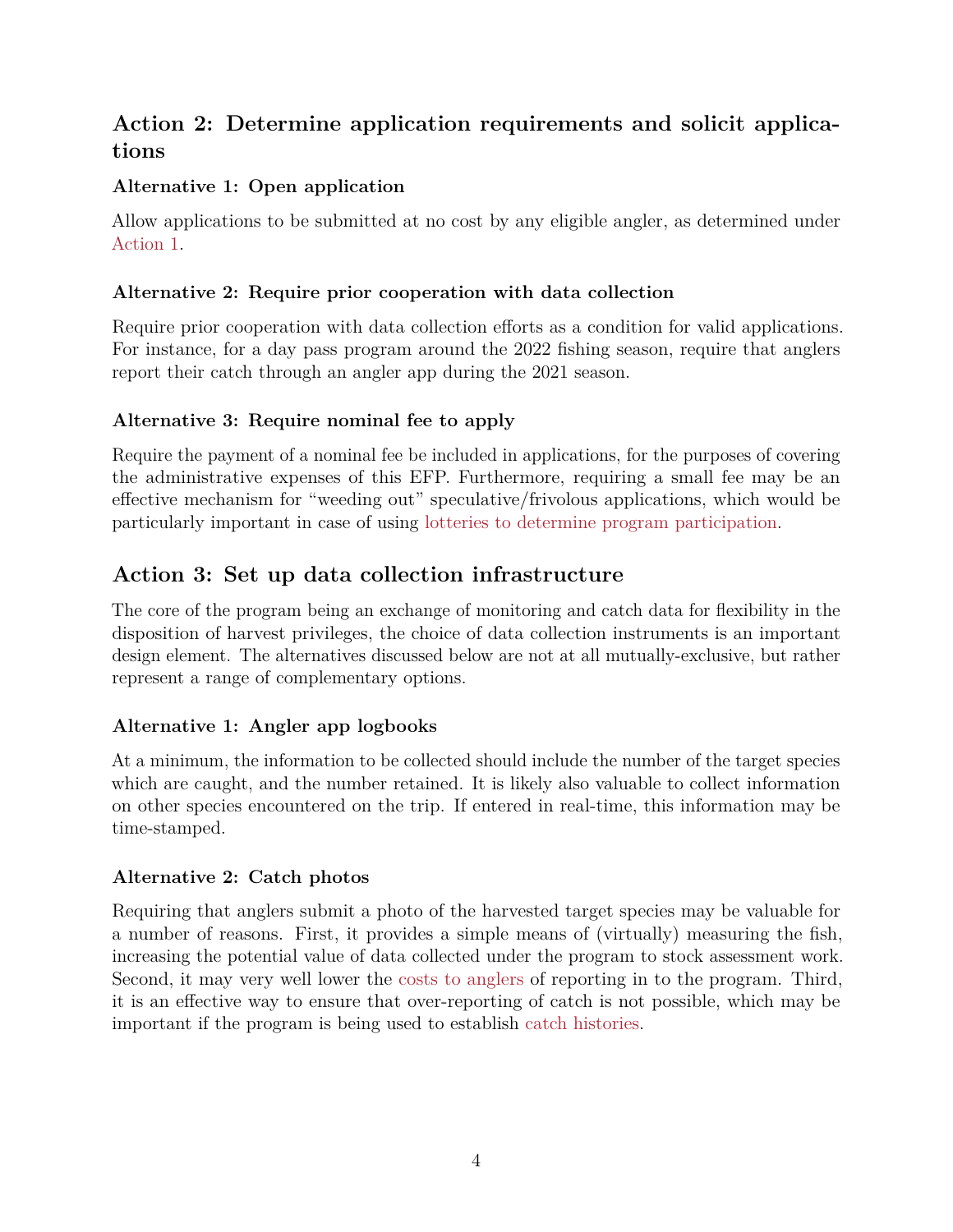## Action 2: Determine application requirements and solicit applications

### Alternative 1: Open application

Allow applications to be submitted at no cost by any eligible angler, as determined under Action 1.

### Alternative 2: Require prior cooperation with data collection

Require prior cooperation with data collection efforts as a condition for valid applications. For instance, for a day pass program around the 2022 fishing season, require that anglers report their catch through an angler app during the 2021 season.

### Alternative 3: Require nominal fee to apply

Require the payment of a nominal fee be included in applications, for the purposes of covering the administrative expenses of this EFP. Furthermore, requiring a small fee may be an effective mechanism for "weeding out" speculative/frivolous applications, which would be particularly important in case of using lotteries to determine program participation.

## Action 3: Set up data collection infrastructure

The core of the program being an exchange of monitoring and catch data for flexibility in the disposition of harvest privileges, the choice of data collection instruments is an important design element. The alternatives discussed below are not at all mutually-exclusive, but rather represent a range of complementary options.

### Alternative 1: Angler app logbooks

At a minimum, the information to be collected should include the number of the target species which are caught, and the number retained. It is likely also valuable to collect information on other species encountered on the trip. If entered in real-time, this information may be time-stamped.

### Alternative 2: Catch photos

Requiring that anglers submit a photo of the harvested target species may be valuable for a number of reasons. First, it provides a simple means of (virtually) measuring the fish, increasing the potential value of data collected under the program to stock assessment work. Second, it may very well lower the costs to anglers of reporting in to the program. Third, it is an effective way to ensure that over-reporting of catch is not possible, which may be important if the program is being used to establish catch histories.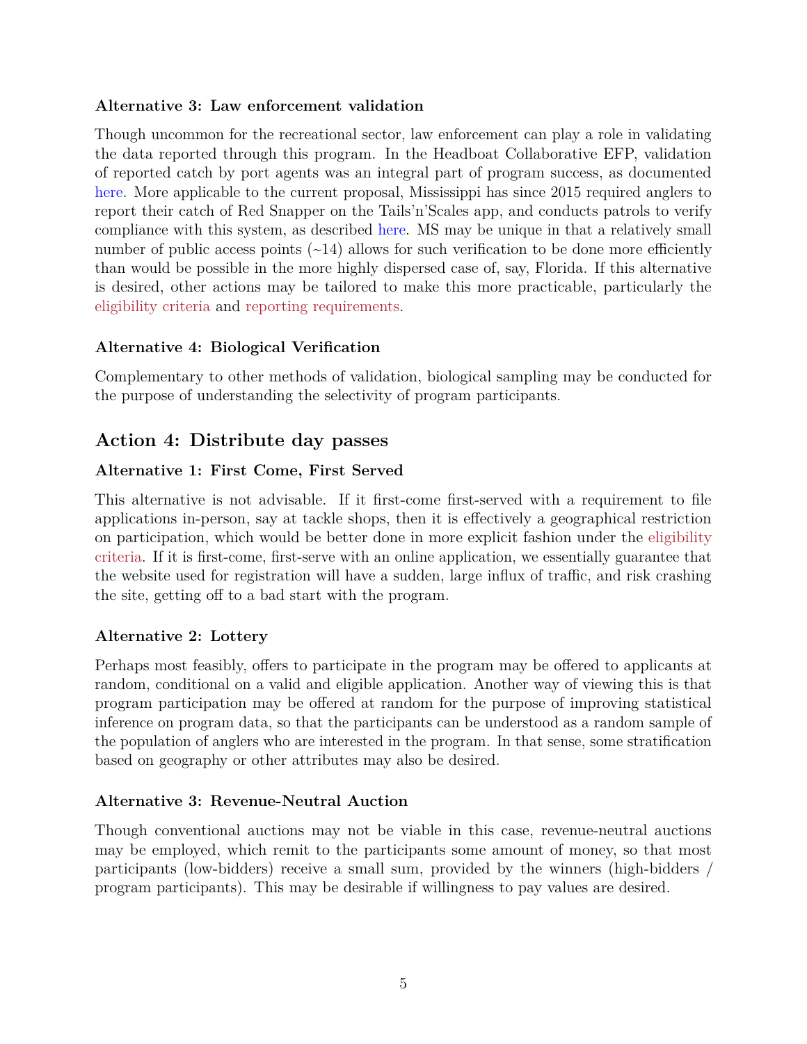**Alternative 3: Law enforcement validation**

Though uncommon for the recreational sector, law enforcement can play a role in validating the data reported through this program. In the Headboat Collaborative EFP, validation of reported catch by port agents was an integral part of program success, as documented here. More applicable to the current proposal, Mississippi has since 2015 required anglers to report their catch of Red Snapper on the Tails'n'Scales app, and conducts patrols to verify compliance with this system, as described here. MS may be unique in that a relatively small number of public access points (~14) allows for such verification to be done more efficiently than would be possible in the more highly dispersed case of, say, Florida. If this alternative is desired, other actions may be tailored to make this more practicable, particularly the eligibility criteria and reporting requirements.

**Alternative 4: Biological Verification**

Complementary to other methods of validation, biological sampling may be conducted for the purpose of understanding the selectivity of program participants.

## Action 4: Distribute day passes

**Alternative 1: First Come, First Served**

This alternative is not advisable. If it first-come first-served with a requirement to file applications in-person, say at tackle shops, then it is effectively a geographical restriction on participation, which would be better done in more explicit fashion under the eligibility criteria. If it is first-come, first-serve with an online application, we essentially guarantee that the website used for registration will have a sudden, large influx of traffic, and risk crashing the site, getting off to a bad start with the program.

**Alternative 2: Lottery**

Perhaps most feasibly, offers to participate in the program may be offered to applicants at random, conditional on a valid and eligible application. Another way of viewing this is that program participation may be offered at random for the purpose of improving statistical inference on program data, so that the participants can be understood as a random sample of the population of anglers who are interested in the program. In that sense, some stratification based on geography or other attributes may also be desired.

**Alternative 3: Revenue-Neutral Auction**

Though conventional auctions may not be viable in this case, revenue-neutral auctions may be employed, which remit to the participants some amount of money, so that most participants (low-bidders) receive a small sum, provided by the winners (high-bidders / program participants). This may be desirable if willingness to pay values are desired.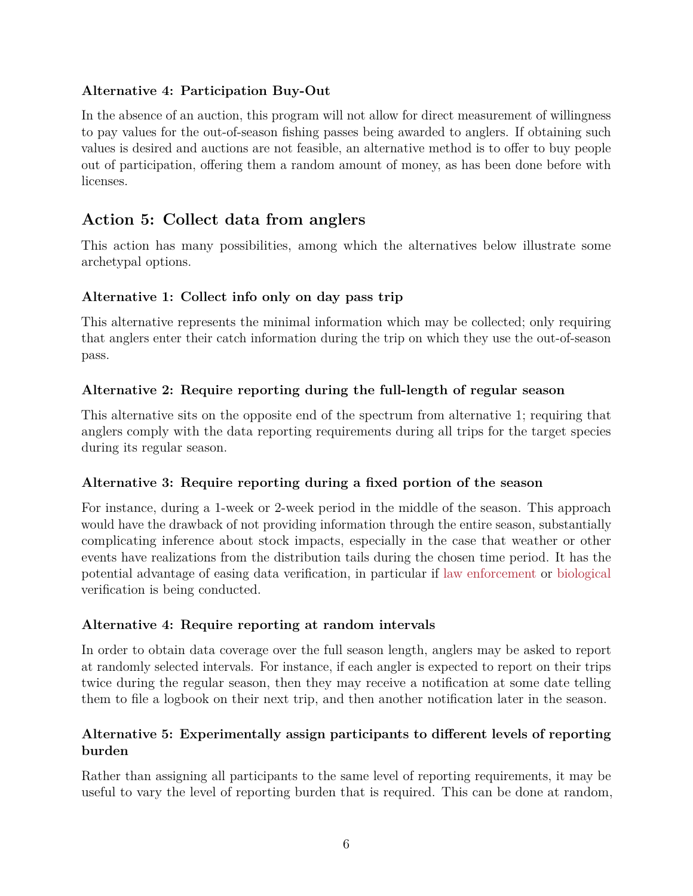### Alternative 4: Participation Buy-Out

In the absence of an auction, this program will not allow for direct measurement of willingness to pay values for the out-of-season fishing passes being awarded to anglers. If obtaining such values is desired and auctions are not feasible, an alternative method is to offer to buy people out of participation, offering them a random amount of money, as has been done before with licenses.

## Action 5: Collect data from anglers

This action has many possibilities, among which the alternatives below illustrate some archetypal options.

### Alternative 1: Collect info only on day pass trip

This alternative represents the minimal information which may be collected; only requiring that anglers enter their catch information during the trip on which they use the out-of-season pass.

### Alternative 2: Require reporting during the full-length of regular season

This alternative sits on the opposite end of the spectrum from alternative 1; requiring that anglers comply with the data reporting requirements during all trips for the target species during its regular season.

### Alternative 3: Require reporting during a fixed portion of the season

For instance, during a 1-week or 2-week period in the middle of the season. This approach would have the drawback of not providing information through the entire season, substantially complicating inference about stock impacts, especially in the case that weather or other events have realizations from the distribution tails during the chosen time period. It has the potential advantage of easing data verification, in particular if law enforcement or biological verification is being conducted.

### Alternative 4: Require reporting at random intervals

In order to obtain data coverage over the full season length, anglers may be asked to report at randomly selected intervals. For instance, if each angler is expected to report on their trips twice during the regular season, then they may receive a notification at some date telling them to file a logbook on their next trip, and then another notification later in the season.

### Alternative 5: Experimentally assign participants to different levels of reporting burden

Rather than assigning all participants to the same level of reporting requirements, it may be useful to vary the level of reporting burden that is required. This can be done at random,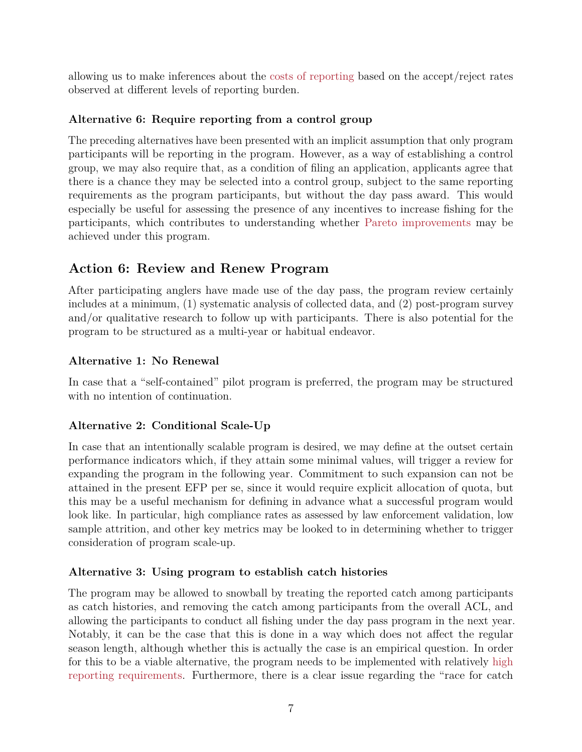allowing us to make inferences about the costs of reporting based on the accept/reject rates observed at different levels of reporting burden.

#### Alternative 6: Require reporting from a control group

The preceding alternatives have been presented with an implicit assumption that only program participants will be reporting in the program. However, as a way of establishing a control group, we may also require that, as a condition of filing an application, applicants agree that there is a chance they may be selected into a control group, subject to the same reporting requirements as the program participants, but without the day pass award. This would especially be useful for assessing the presence of any incentives to increase fishing for the participants, which contributes to understanding whether Pareto improvements may be achieved under this program.

## Action 6: Review and Renew Program

After participating anglers have made use of the day pass, the program review certainly includes at a minimum, (1) systematic analysis of collected data, and (2) post-program survey and/or qualitative research to follow up with participants. There is also potential for the program to be structured as a multi-year or habitual endeavor.

#### Alternative 1: No Renewal

In case that a "self-contained" pilot program is preferred, the program may be structured with no intention of continuation.

#### Alternative 2: Conditional Scale-Up

In case that an intentionally scalable program is desired, we may define at the outset certain performance indicators which, if they attain some minimal values, will trigger a review for expanding the program in the following year. Commitment to such expansion can not be attained in the present EFP per se, since it would require explicit allocation of quota, but this may be a useful mechanism for defining in advance what a successful program would look like. In particular, high compliance rates as assessed by law enforcement validation, low sample attrition, and other key metrics may be looked to in determining whether to trigger consideration of program scale-up.

#### Alternative 3: Using program to establish catch histories

The program may be allowed to snowball by treating the reported catch among participants as catch histories, and removing the catch among participants from the overall ACL, and allowing the participants to conduct all fishing under the day pass program in the next year. Notably, it can be the case that this is done in a way which does not affect the regular season length, although whether this is actually the case is an empirical question. In order for this to be a viable alternative, the program needs to be implemented with relatively high reporting requirements. Furthermore, there is a clear issue regarding the "race for catch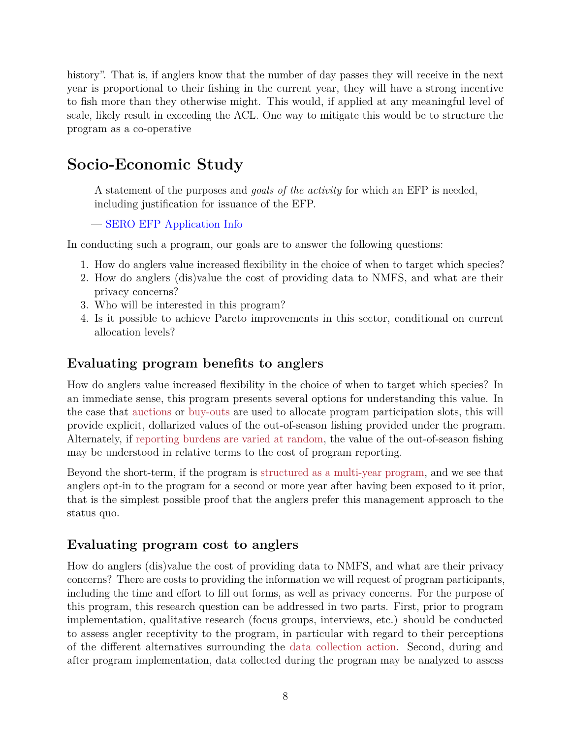history". That is, if anglers know that the number of day passes they will receive in the next year is proportional to their fishing in the current year, they will have a strong incentive to fish more than they otherwise might. This would, if applied at any meaningful level of scale, likely result in exceeding the ACL. One way to mitigate this would be to structure the program as a co-operative

# Socio-Economic Study

> A statement of the purposes and *goals of the activity* for which an EFP is needed, including justification for issuance of the EFP.
>
> — SERO EFP Application Info

In conducting such a program, our goals are to answer the following questions:

1. How do anglers value increased flexibility in the choice of when to target which species?
2. How do anglers (dis)value the cost of providing data to NMFS, and what are their privacy concerns?
3. Who will be interested in this program?
4. Is it possible to achieve Pareto improvements in this sector, conditional on current allocation levels?

## Evaluating program benefits to anglers

How do anglers value increased flexibility in the choice of when to target which species? In an immediate sense, this program presents several options for understanding this value. In the case that auctions or buy-outs are used to allocate program participation slots, this will provide explicit, dollarized values of the out-of-season fishing provided under the program. Alternately, if reporting burdens are varied at random, the value of the out-of-season fishing may be understood in relative terms to the cost of program reporting.

Beyond the short-term, if the program is structured as a multi-year program, and we see that anglers opt-in to the program for a second or more year after having been exposed to it prior, that is the simplest possible proof that the anglers prefer this management approach to the status quo.

## Evaluating program cost to anglers

How do anglers (dis)value the cost of providing data to NMFS, and what are their privacy concerns? There are costs to providing the information we will request of program participants, including the time and effort to fill out forms, as well as privacy concerns. For the purpose of this program, this research question can be addressed in two parts. First, prior to program implementation, qualitative research (focus groups, interviews, etc.) should be conducted to assess angler receptivity to the program, in particular with regard to their perceptions of the different alternatives surrounding the data collection action. Second, during and after program implementation, data collected during the program may be analyzed to assess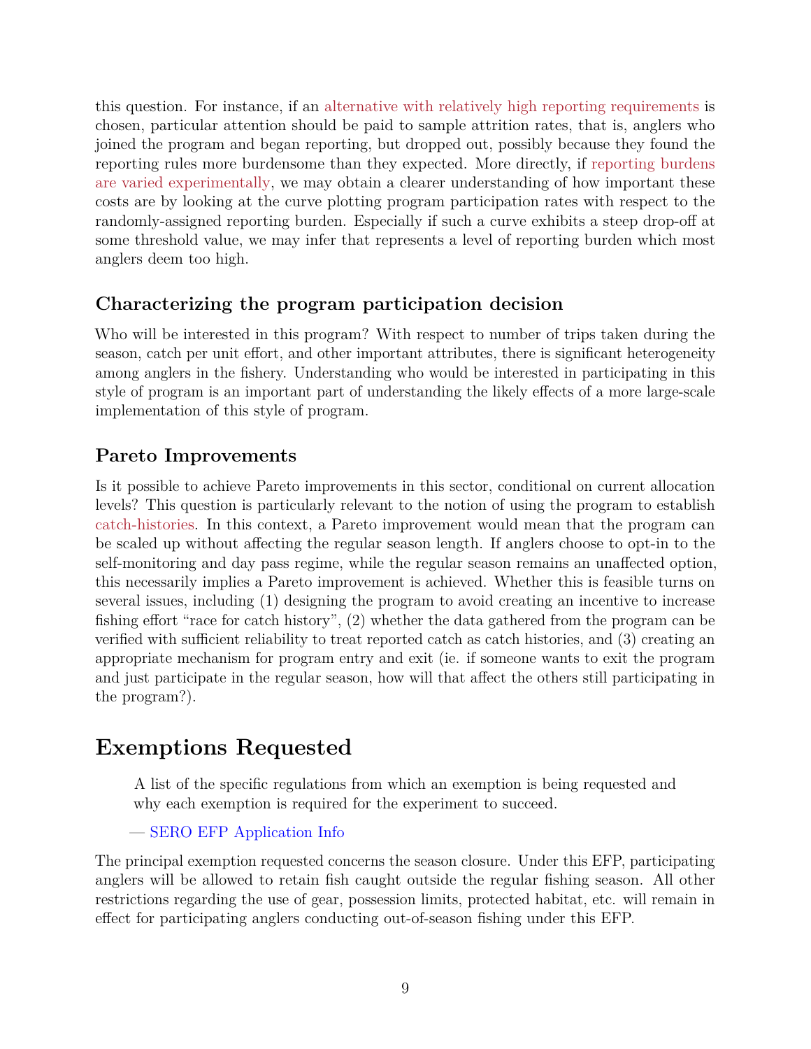this question. For instance, if an alternative with relatively high reporting requirements is chosen, particular attention should be paid to sample attrition rates, that is, anglers who joined the program and began reporting, but dropped out, possibly because they found the reporting rules more burdensome than they expected. More directly, if reporting burdens are varied experimentally, we may obtain a clearer understanding of how important these costs are by looking at the curve plotting program participation rates with respect to the randomly-assigned reporting burden. Especially if such a curve exhibits a steep drop-off at some threshold value, we may infer that represents a level of reporting burden which most anglers deem too high.

### Characterizing the program participation decision

Who will be interested in this program? With respect to number of trips taken during the season, catch per unit effort, and other important attributes, there is significant heterogeneity among anglers in the fishery. Understanding who would be interested in participating in this style of program is an important part of understanding the likely effects of a more large-scale implementation of this style of program.

### Pareto Improvements

Is it possible to achieve Pareto improvements in this sector, conditional on current allocation levels? This question is particularly relevant to the notion of using the program to establish catch-histories. In this context, a Pareto improvement would mean that the program can be scaled up without affecting the regular season length. If anglers choose to opt-in to the self-monitoring and day pass regime, while the regular season remains an unaffected option, this necessarily implies a Pareto improvement is achieved. Whether this is feasible turns on several issues, including (1) designing the program to avoid creating an incentive to increase fishing effort "race for catch history", (2) whether the data gathered from the program can be verified with sufficient reliability to treat reported catch as catch histories, and (3) creating an appropriate mechanism for program entry and exit (ie. if someone wants to exit the program and just participate in the regular season, how will that affect the others still participating in the program?).

## Exemptions Requested

> A list of the specific regulations from which an exemption is being requested and why each exemption is required for the experiment to succeed.
>
> — SERO EFP Application Info

The principal exemption requested concerns the season closure. Under this EFP, participating anglers will be allowed to retain fish caught outside the regular fishing season. All other restrictions regarding the use of gear, possession limits, protected habitat, etc. will remain in effect for participating anglers conducting out-of-season fishing under this EFP.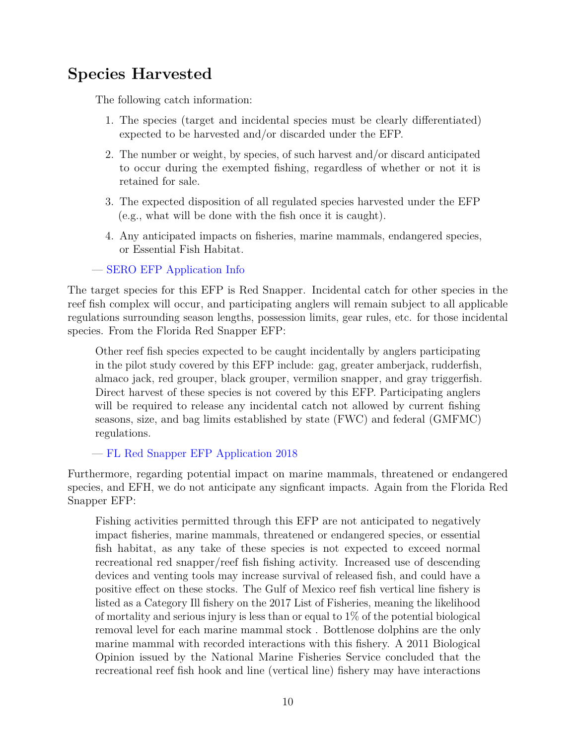## Species Harvested

> The following catch information:
>
> 1. The species (target and incidental species must be clearly differentiated) expected to be harvested and/or discarded under the EFP.
> 2. The number or weight, by species, of such harvest and/or discard anticipated to occur during the exempted fishing, regardless of whether or not it is retained for sale.
> 3. The expected disposition of all regulated species harvested under the EFP (e.g., what will be done with the fish once it is caught).
> 4. Any anticipated impacts on fisheries, marine mammals, endangered species, or Essential Fish Habitat.
>
> — SERO EFP Application Info

The target species for this EFP is Red Snapper. Incidental catch for other species in the reef fish complex will occur, and participating anglers will remain subject to all applicable regulations surrounding season lengths, possession limits, gear rules, etc. for those incidental species. From the Florida Red Snapper EFP:

> Other reef fish species expected to be caught incidentally by anglers participating in the pilot study covered by this EFP include: gag, greater amberjack, rudderfish, almaco jack, red grouper, black grouper, vermilion snapper, and gray triggerfish. Direct harvest of these species is not covered by this EFP. Participating anglers will be required to release any incidental catch not allowed by current fishing seasons, size, and bag limits established by state (FWC) and federal (GMFMC) regulations.
>
> — FL Red Snapper EFP Application 2018

Furthermore, regarding potential impact on marine mammals, threatened or endangered species, and EFH, we do not anticipate any signficant impacts. Again from the Florida Red Snapper EFP:

> Fishing activities permitted through this EFP are not anticipated to negatively impact fisheries, marine mammals, threatened or endangered species, or essential fish habitat, as any take of these species is not expected to exceed normal recreational red snapper/reef fish fishing activity. Increased use of descending devices and venting tools may increase survival of released fish, and could have a positive effect on these stocks. The Gulf of Mexico reef fish vertical line fishery is listed as a Category Ill fishery on the 2017 List of Fisheries, meaning the likelihood of mortality and serious injury is less than or equal to 1% of the potential biological removal level for each marine mammal stock . Bottlenose dolphins are the only marine mammal with recorded interactions with this fishery. A 2011 Biological Opinion issued by the National Marine Fisheries Service concluded that the recreational reef fish hook and line (vertical line) fishery may have interactions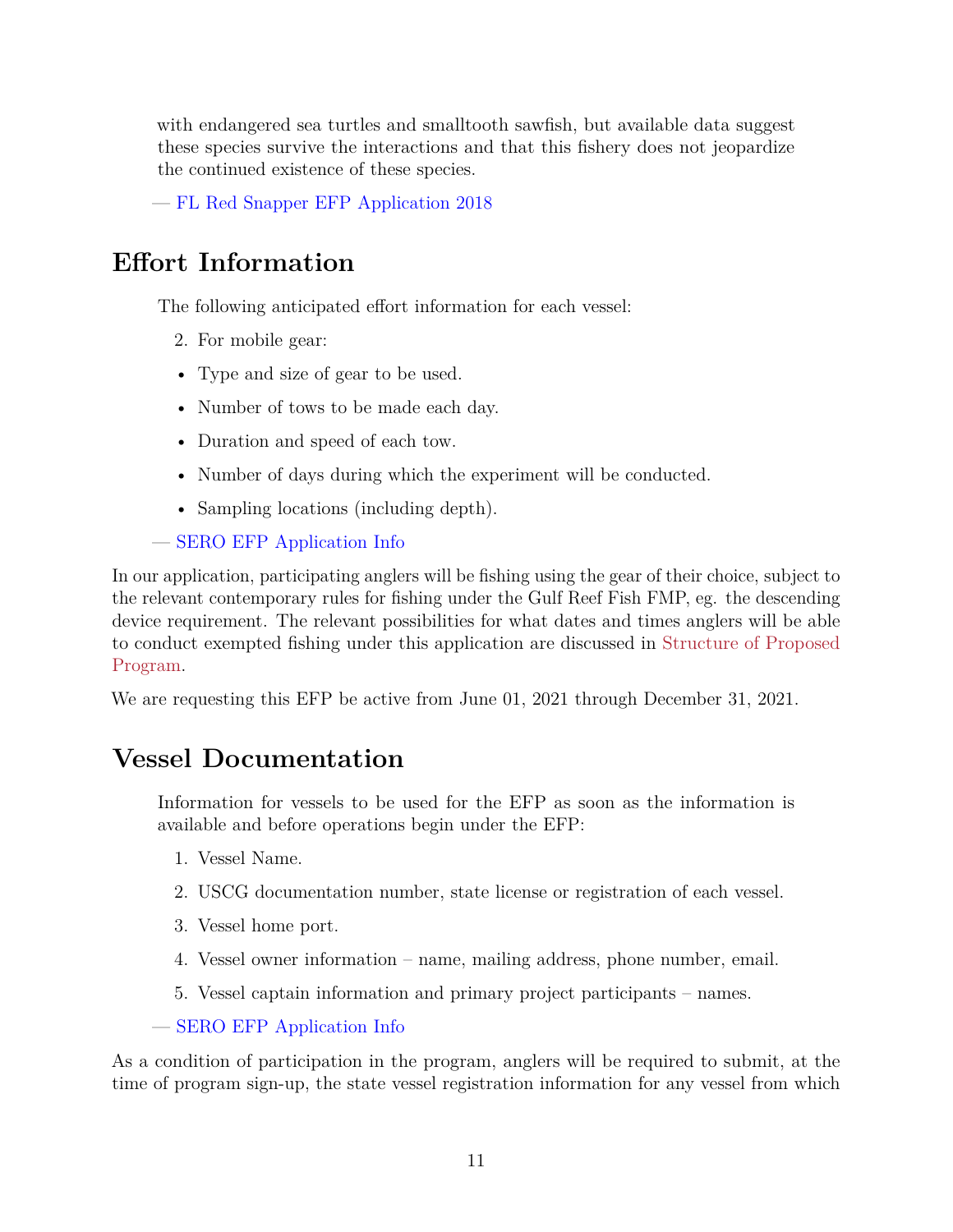> with endangered sea turtles and smalltooth sawfish, but available data suggest these species survive the interactions and that this fishery does not jeopardize the continued existence of these species.

— FL Red Snapper EFP Application 2018

## Effort Information

> The following anticipated effort information for each vessel:
>
> 2. For mobile gear:
>
> - Type and size of gear to be used.
> - Number of tows to be made each day.
> - Duration and speed of each tow.
> - Number of days during which the experiment will be conducted.
> - Sampling locations (including depth).

— SERO EFP Application Info

In our application, participating anglers will be fishing using the gear of their choice, subject to the relevant contemporary rules for fishing under the Gulf Reef Fish FMP, eg. the descending device requirement. The relevant possibilities for what dates and times anglers will be able to conduct exempted fishing under this application are discussed in Structure of Proposed Program.

We are requesting this EFP be active from June 01, 2021 through December 31, 2021.

## Vessel Documentation

> Information for vessels to be used for the EFP as soon as the information is available and before operations begin under the EFP:
>
> 1. Vessel Name.
> 2. USCG documentation number, state license or registration of each vessel.
> 3. Vessel home port.
> 4. Vessel owner information – name, mailing address, phone number, email.
> 5. Vessel captain information and primary project participants – names.

— SERO EFP Application Info

As a condition of participation in the program, anglers will be required to submit, at the time of program sign-up, the state vessel registration information for any vessel from which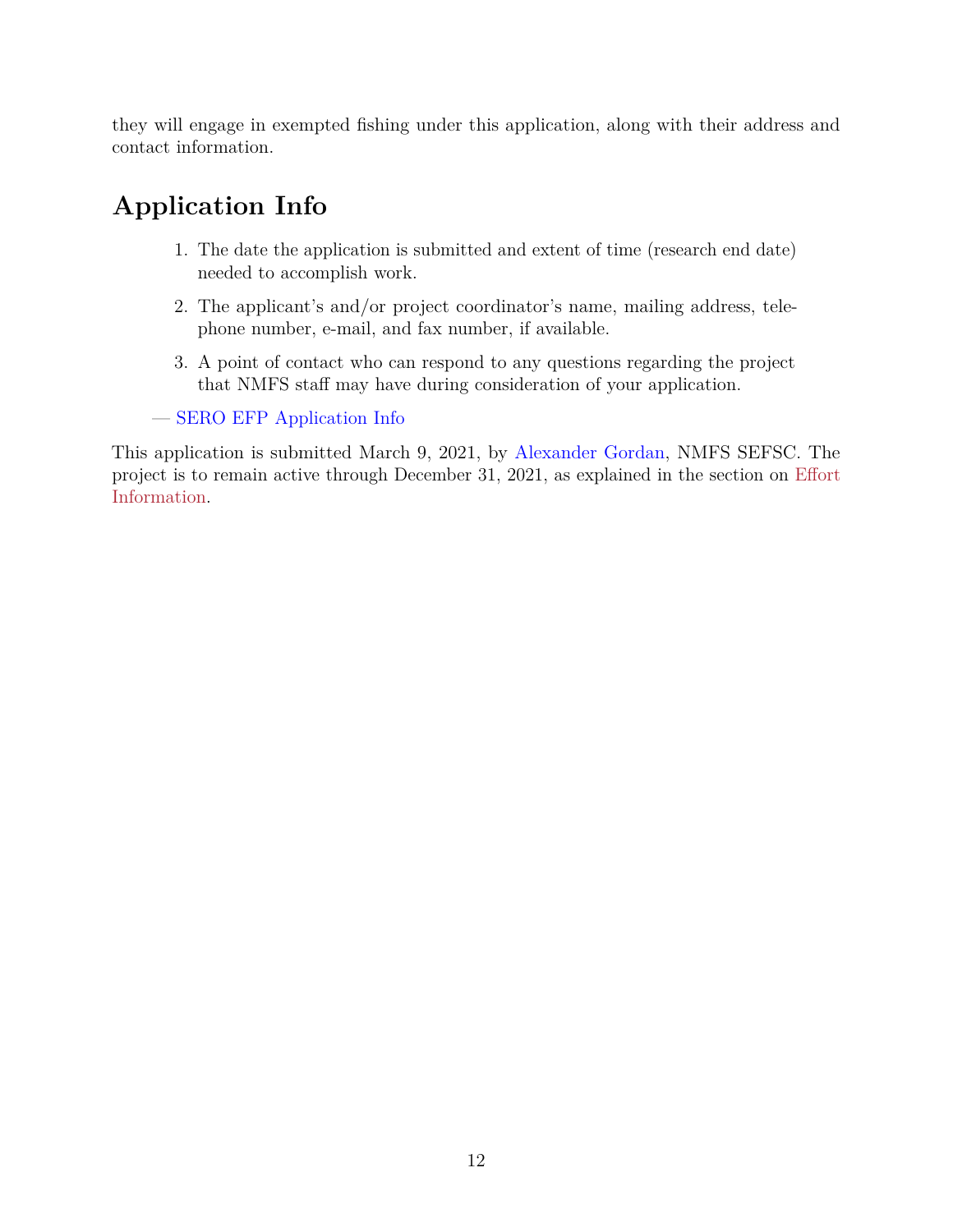they will engage in exempted fishing under this application, along with their address and contact information.

## Application Info

> 1. The date the application is submitted and extent of time (research end date) needed to accomplish work.
> 2. The applicant's and/or project coordinator's name, mailing address, telephone number, e-mail, and fax number, if available.
> 3. A point of contact who can respond to any questions regarding the project that NMFS staff may have during consideration of your application.
>
> — SERO EFP Application Info

This application is submitted March 9, 2021, by Alexander Gordan, NMFS SEFSC. The project is to remain active through December 31, 2021, as explained in the section on Effort Information.